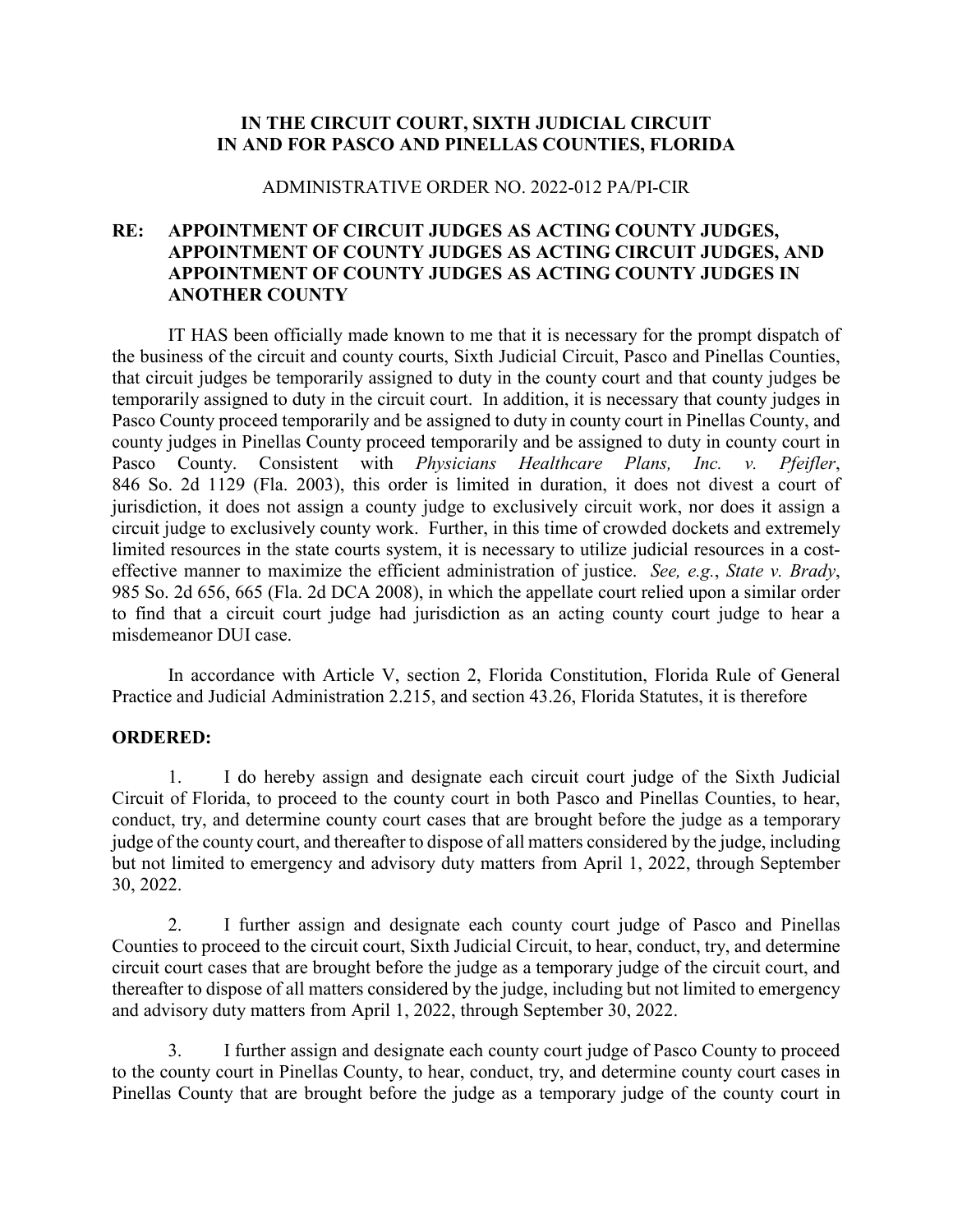**IN THE CIRCUIT COURT, SIXTH JUDICIAL CIRCUIT**
**IN AND FOR PASCO AND PINELLAS COUNTIES, FLORIDA**

ADMINISTRATIVE ORDER NO. 2022-012 PA/PI-CIR

**RE: APPOINTMENT OF CIRCUIT JUDGES AS ACTING COUNTY JUDGES, APPOINTMENT OF COUNTY JUDGES AS ACTING CIRCUIT JUDGES, AND APPOINTMENT OF COUNTY JUDGES AS ACTING COUNTY JUDGES IN ANOTHER COUNTY**

IT HAS been officially made known to me that it is necessary for the prompt dispatch of the business of the circuit and county courts, Sixth Judicial Circuit, Pasco and Pinellas Counties, that circuit judges be temporarily assigned to duty in the county court and that county judges be temporarily assigned to duty in the circuit court. In addition, it is necessary that county judges in Pasco County proceed temporarily and be assigned to duty in county court in Pinellas County, and county judges in Pinellas County proceed temporarily and be assigned to duty in county court in Pasco County. Consistent with *Physicians Healthcare Plans, Inc. v. Pfeifler*, 846 So. 2d 1129 (Fla. 2003), this order is limited in duration, it does not divest a court of jurisdiction, it does not assign a county judge to exclusively circuit work, nor does it assign a circuit judge to exclusively county work. Further, in this time of crowded dockets and extremely limited resources in the state courts system, it is necessary to utilize judicial resources in a cost-effective manner to maximize the efficient administration of justice. *See, e.g.*, *State v. Brady*, 985 So. 2d 656, 665 (Fla. 2d DCA 2008), in which the appellate court relied upon a similar order to find that a circuit court judge had jurisdiction as an acting county court judge to hear a misdemeanor DUI case.

In accordance with Article V, section 2, Florida Constitution, Florida Rule of General Practice and Judicial Administration 2.215, and section 43.26, Florida Statutes, it is therefore

**ORDERED:**

1. I do hereby assign and designate each circuit court judge of the Sixth Judicial Circuit of Florida, to proceed to the county court in both Pasco and Pinellas Counties, to hear, conduct, try, and determine county court cases that are brought before the judge as a temporary judge of the county court, and thereafter to dispose of all matters considered by the judge, including but not limited to emergency and advisory duty matters from April 1, 2022, through September 30, 2022.

2. I further assign and designate each county court judge of Pasco and Pinellas Counties to proceed to the circuit court, Sixth Judicial Circuit, to hear, conduct, try, and determine circuit court cases that are brought before the judge as a temporary judge of the circuit court, and thereafter to dispose of all matters considered by the judge, including but not limited to emergency and advisory duty matters from April 1, 2022, through September 30, 2022.

3. I further assign and designate each county court judge of Pasco County to proceed to the county court in Pinellas County, to hear, conduct, try, and determine county court cases in Pinellas County that are brought before the judge as a temporary judge of the county court in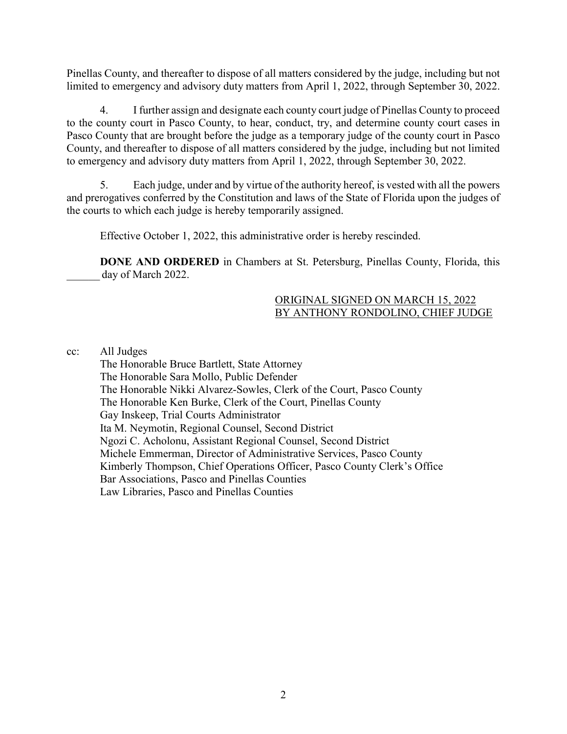Pinellas County, and thereafter to dispose of all matters considered by the judge, including but not limited to emergency and advisory duty matters from April 1, 2022, through September 30, 2022.

4. I further assign and designate each county court judge of Pinellas County to proceed to the county court in Pasco County, to hear, conduct, try, and determine county court cases in Pasco County that are brought before the judge as a temporary judge of the county court in Pasco County, and thereafter to dispose of all matters considered by the judge, including but not limited to emergency and advisory duty matters from April 1, 2022, through September 30, 2022.

5. Each judge, under and by virtue of the authority hereof, is vested with all the powers and prerogatives conferred by the Constitution and laws of the State of Florida upon the judges of the courts to which each judge is hereby temporarily assigned.

Effective October 1, 2022, this administrative order is hereby rescinded.

**DONE AND ORDERED** in Chambers at St. Petersburg, Pinellas County, Florida, this ______ day of March 2022.

ORIGINAL SIGNED ON MARCH 15, 2022
BY ANTHONY RONDOLINO, CHIEF JUDGE

cc: All Judges
The Honorable Bruce Bartlett, State Attorney
The Honorable Sara Mollo, Public Defender
The Honorable Nikki Alvarez-Sowles, Clerk of the Court, Pasco County
The Honorable Ken Burke, Clerk of the Court, Pinellas County
Gay Inskeep, Trial Courts Administrator
Ita M. Neymotin, Regional Counsel, Second District
Ngozi C. Acholonu, Assistant Regional Counsel, Second District
Michele Emmerman, Director of Administrative Services, Pasco County
Kimberly Thompson, Chief Operations Officer, Pasco County Clerk's Office
Bar Associations, Pasco and Pinellas Counties
Law Libraries, Pasco and Pinellas Counties